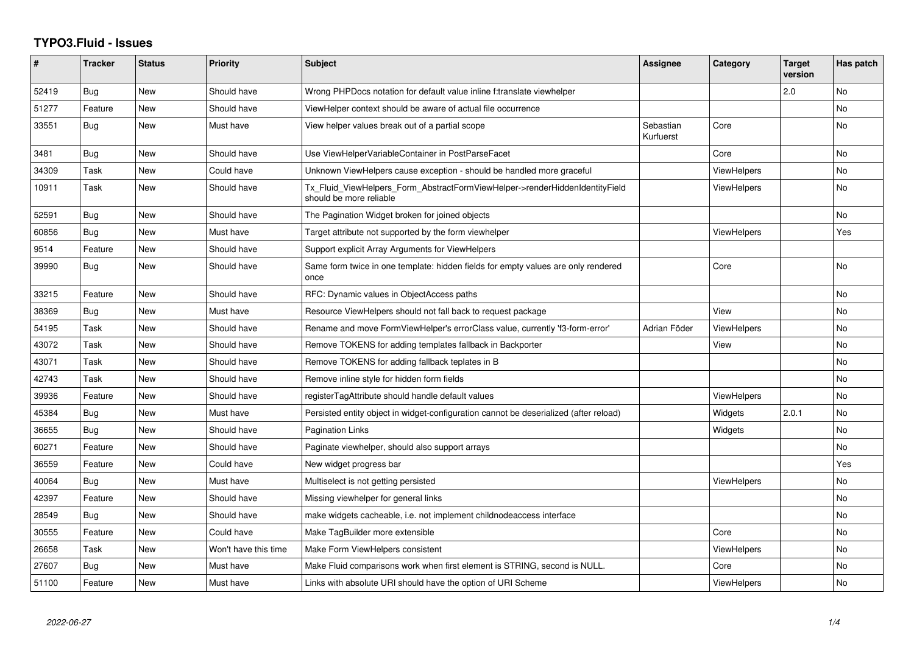# TYPO3.Fluid - Issues

| # | Tracker | Status | Priority | Subject | Assignee | Category | Target version | Has patch |
|---|---|---|---|---|---|---|---|---|
| 52419 | Bug | New | Should have | Wrong PHPDocs notation for default value inline f:translate viewhelper | | | 2.0 | No |
| 51277 | Feature | New | Should have | ViewHelper context should be aware of actual file occurrence | | | | No |
| 33551 | Bug | New | Must have | View helper values break out of a partial scope | Sebastian Kurfuerst | Core | | No |
| 3481 | Bug | New | Should have | Use ViewHelperVariableContainer in PostParseFacet | | Core | | No |
| 34309 | Task | New | Could have | Unknown ViewHelpers cause exception - should be handled more graceful | | ViewHelpers | | No |
| 10911 | Task | New | Should have | Tx_Fluid_ViewHelpers_Form_AbstractFormViewHelper->renderHiddenIdentityField should be more reliable | | ViewHelpers | | No |
| 52591 | Bug | New | Should have | The Pagination Widget broken for joined objects | | | | No |
| 60856 | Bug | New | Must have | Target attribute not supported by the form viewhelper | | ViewHelpers | | Yes |
| 9514 | Feature | New | Should have | Support explicit Array Arguments for ViewHelpers | | | | |
| 39990 | Bug | New | Should have | Same form twice in one template: hidden fields for empty values are only rendered once | | Core | | No |
| 33215 | Feature | New | Should have | RFC: Dynamic values in ObjectAccess paths | | | | No |
| 38369 | Bug | New | Must have | Resource ViewHelpers should not fall back to request package | | View | | No |
| 54195 | Task | New | Should have | Rename and move FormViewHelper's errorClass value, currently 'f3-form-error' | Adrian Föder | ViewHelpers | | No |
| 43072 | Task | New | Should have | Remove TOKENS for adding templates fallback in Backporter | | View | | No |
| 43071 | Task | New | Should have | Remove TOKENS for adding fallback teplates in B | | | | No |
| 42743 | Task | New | Should have | Remove inline style for hidden form fields | | | | No |
| 39936 | Feature | New | Should have | registerTagAttribute should handle default values | | ViewHelpers | | No |
| 45384 | Bug | New | Must have | Persisted entity object in widget-configuration cannot be deserialized (after reload) | | Widgets | 2.0.1 | No |
| 36655 | Bug | New | Should have | Pagination Links | | Widgets | | No |
| 60271 | Feature | New | Should have | Paginate viewhelper, should also support arrays | | | | No |
| 36559 | Feature | New | Could have | New widget progress bar | | | | Yes |
| 40064 | Bug | New | Must have | Multiselect is not getting persisted | | ViewHelpers | | No |
| 42397 | Feature | New | Should have | Missing viewhelper for general links | | | | No |
| 28549 | Bug | New | Should have | make widgets cacheable, i.e. not implement childnodeaccess interface | | | | No |
| 30555 | Feature | New | Could have | Make TagBuilder more extensible | | Core | | No |
| 26658 | Task | New | Won't have this time | Make Form ViewHelpers consistent | | ViewHelpers | | No |
| 27607 | Bug | New | Must have | Make Fluid comparisons work when first element is STRING, second is NULL. | | Core | | No |
| 51100 | Feature | New | Must have | Links with absolute URI should have the option of URI Scheme | | ViewHelpers | | No |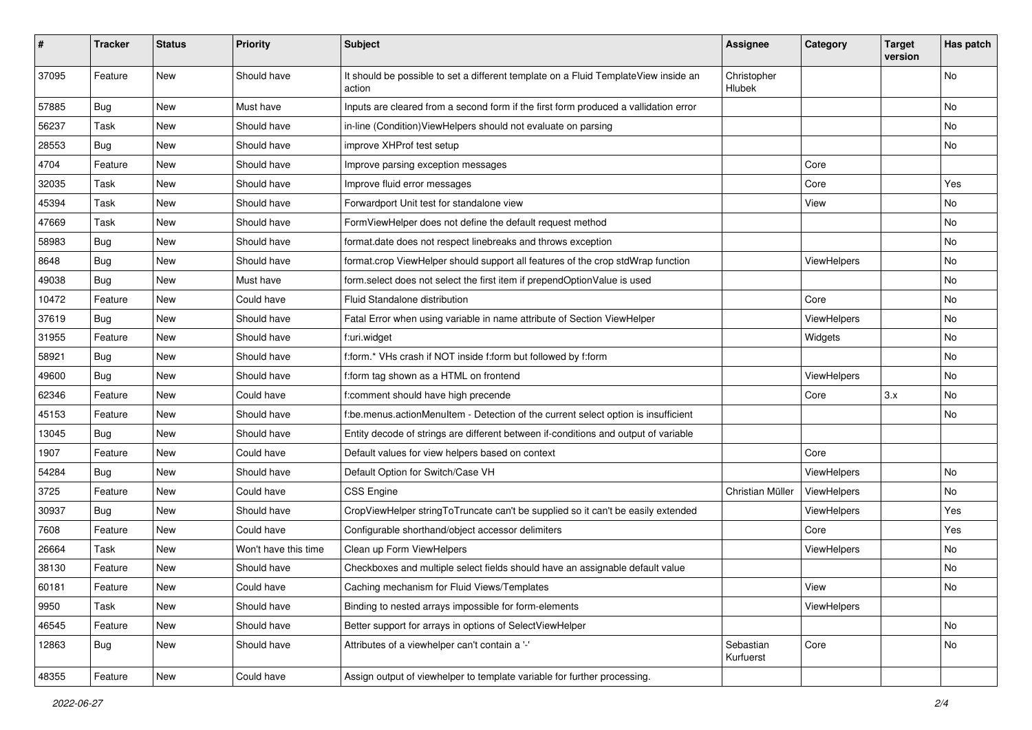| # | Tracker | Status | Priority | Subject | Assignee | Category | Target version | Has patch |
|---|---|---|---|---|---|---|---|---|
| 37095 | Feature | New | Should have | It should be possible to set a different template on a Fluid TemplateView inside an action | Christopher Hlubek | | | No |
| 57885 | Bug | New | Must have | Inputs are cleared from a second form if the first form produced a vallidation error | | | | No |
| 56237 | Task | New | Should have | in-line (Condition)ViewHelpers should not evaluate on parsing | | | | No |
| 28553 | Bug | New | Should have | improve XHProf test setup | | | | No |
| 4704 | Feature | New | Should have | Improve parsing exception messages | | Core | | |
| 32035 | Task | New | Should have | Improve fluid error messages | | Core | | Yes |
| 45394 | Task | New | Should have | Forwardport Unit test for standalone view | | View | | No |
| 47669 | Task | New | Should have | FormViewHelper does not define the default request method | | | | No |
| 58983 | Bug | New | Should have | format.date does not respect linebreaks and throws exception | | | | No |
| 8648 | Bug | New | Should have | format.crop ViewHelper should support all features of the crop stdWrap function | | ViewHelpers | | No |
| 49038 | Bug | New | Must have | form.select does not select the first item if prependOptionValue is used | | | | No |
| 10472 | Feature | New | Could have | Fluid Standalone distribution | | Core | | No |
| 37619 | Bug | New | Should have | Fatal Error when using variable in name attribute of Section ViewHelper | | ViewHelpers | | No |
| 31955 | Feature | New | Should have | f:uri.widget | | Widgets | | No |
| 58921 | Bug | New | Should have | f:form.* VHs crash if NOT inside f:form but followed by f:form | | | | No |
| 49600 | Bug | New | Should have | f:form tag shown as a HTML on frontend | | ViewHelpers | | No |
| 62346 | Feature | New | Could have | f:comment should have high precende | | Core | 3.x | No |
| 45153 | Feature | New | Should have | f:be.menus.actionMenuItem - Detection of the current select option is insufficient | | | | No |
| 13045 | Bug | New | Should have | Entity decode of strings are different between if-conditions and output of variable | | | | |
| 1907 | Feature | New | Could have | Default values for view helpers based on context | | Core | | |
| 54284 | Bug | New | Should have | Default Option for Switch/Case VH | | ViewHelpers | | No |
| 3725 | Feature | New | Could have | CSS Engine | Christian Müller | ViewHelpers | | No |
| 30937 | Bug | New | Should have | CropViewHelper stringToTruncate can't be supplied so it can't be easily extended | | ViewHelpers | | Yes |
| 7608 | Feature | New | Could have | Configurable shorthand/object accessor delimiters | | Core | | Yes |
| 26664 | Task | New | Won't have this time | Clean up Form ViewHelpers | | ViewHelpers | | No |
| 38130 | Feature | New | Should have | Checkboxes and multiple select fields should have an assignable default value | | | | No |
| 60181 | Feature | New | Could have | Caching mechanism for Fluid Views/Templates | | View | | No |
| 9950 | Task | New | Should have | Binding to nested arrays impossible for form-elements | | ViewHelpers | | |
| 46545 | Feature | New | Should have | Better support for arrays in options of SelectViewHelper | | | | No |
| 12863 | Bug | New | Should have | Attributes of a viewhelper can't contain a '-' | Sebastian Kurfuerst | Core | | No |
| 48355 | Feature | New | Could have | Assign output of viewhelper to template variable for further processing. | | | | |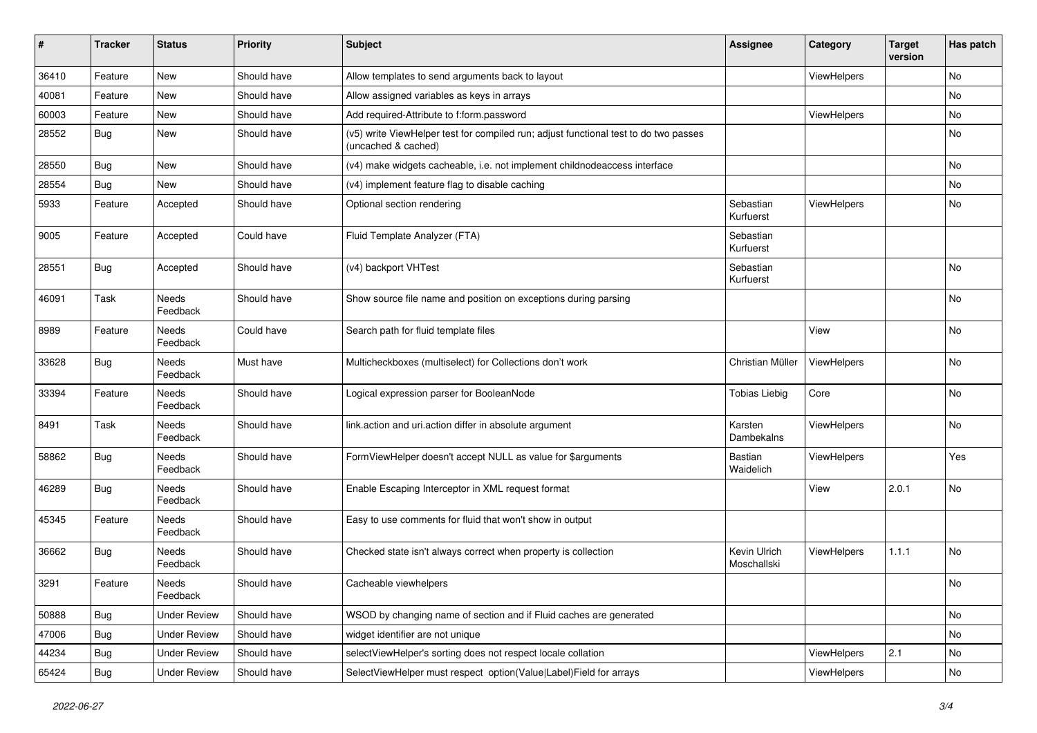| # | Tracker | Status | Priority | Subject | Assignee | Category | Target version | Has patch |
|---|---|---|---|---|---|---|---|---|
| 36410 | Feature | New | Should have | Allow templates to send arguments back to layout | | ViewHelpers | | No |
| 40081 | Feature | New | Should have | Allow assigned variables as keys in arrays | | | | No |
| 60003 | Feature | New | Should have | Add required-Attribute to f:form.password | | ViewHelpers | | No |
| 28552 | Bug | New | Should have | (v5) write ViewHelper test for compiled run; adjust functional test to do two passes (uncached & cached) | | | | No |
| 28550 | Bug | New | Should have | (v4) make widgets cacheable, i.e. not implement childnodeaccess interface | | | | No |
| 28554 | Bug | New | Should have | (v4) implement feature flag to disable caching | | | | No |
| 5933 | Feature | Accepted | Should have | Optional section rendering | Sebastian Kurfuerst | ViewHelpers | | No |
| 9005 | Feature | Accepted | Could have | Fluid Template Analyzer (FTA) | Sebastian Kurfuerst | | | |
| 28551 | Bug | Accepted | Should have | (v4) backport VHTest | Sebastian Kurfuerst | | | No |
| 46091 | Task | Needs Feedback | Should have | Show source file name and position on exceptions during parsing | | | | No |
| 8989 | Feature | Needs Feedback | Could have | Search path for fluid template files | | View | | No |
| 33628 | Bug | Needs Feedback | Must have | Multicheckboxes (multiselect) for Collections don't work | Christian Müller | ViewHelpers | | No |
| 33394 | Feature | Needs Feedback | Should have | Logical expression parser for BooleanNode | Tobias Liebig | Core | | No |
| 8491 | Task | Needs Feedback | Should have | link.action and uri.action differ in absolute argument | Karsten Dambekalns | ViewHelpers | | No |
| 58862 | Bug | Needs Feedback | Should have | FormViewHelper doesn't accept NULL as value for $arguments | Bastian Waidelich | ViewHelpers | | Yes |
| 46289 | Bug | Needs Feedback | Should have | Enable Escaping Interceptor in XML request format | | View | 2.0.1 | No |
| 45345 | Feature | Needs Feedback | Should have | Easy to use comments for fluid that won't show in output | | | | |
| 36662 | Bug | Needs Feedback | Should have | Checked state isn't always correct when property is collection | Kevin Ulrich Moschallski | ViewHelpers | 1.1.1 | No |
| 3291 | Feature | Needs Feedback | Should have | Cacheable viewhelpers | | | | No |
| 50888 | Bug | Under Review | Should have | WSOD by changing name of section and if Fluid caches are generated | | | | No |
| 47006 | Bug | Under Review | Should have | widget identifier are not unique | | | | No |
| 44234 | Bug | Under Review | Should have | selectViewHelper's sorting does not respect locale collation | | ViewHelpers | 2.1 | No |
| 65424 | Bug | Under Review | Should have | SelectViewHelper must respect option(Value\|Label)Field for arrays | | ViewHelpers | | No |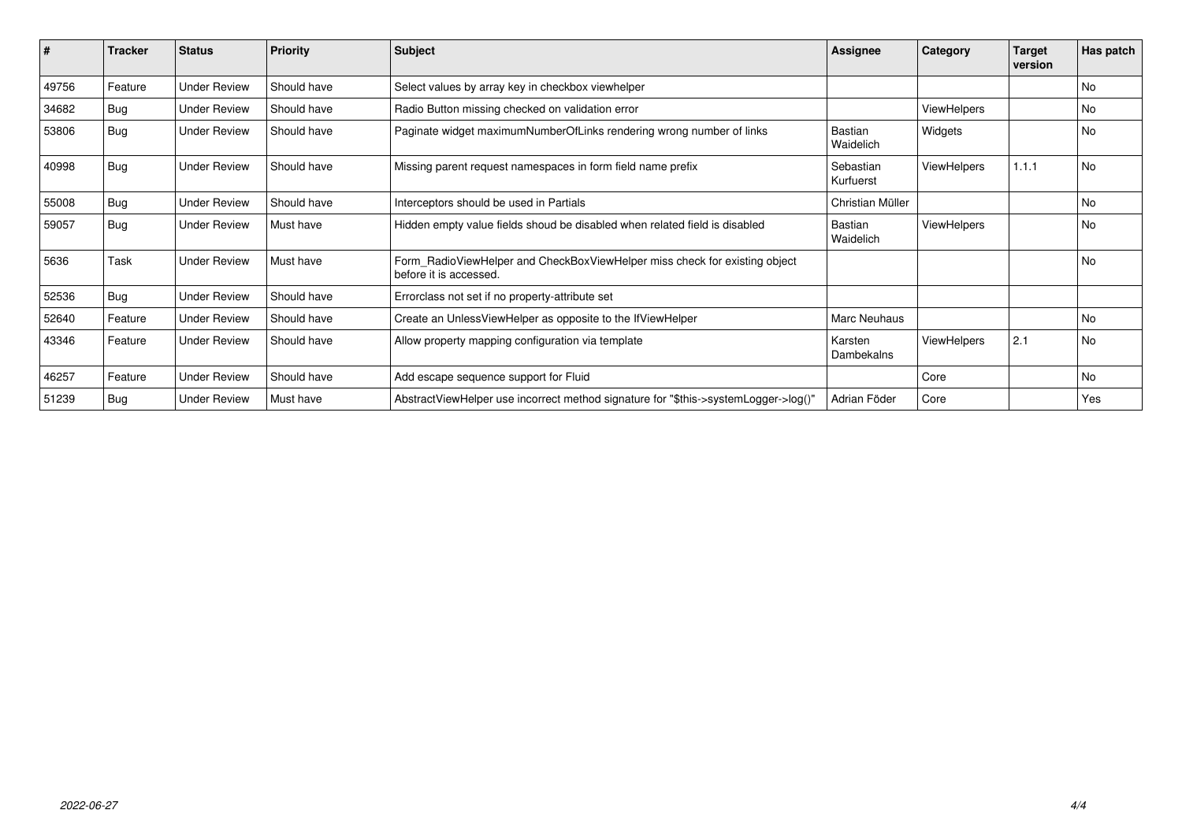| # | Tracker | Status | Priority | Subject | Assignee | Category | Target version | Has patch |
|---|---|---|---|---|---|---|---|---|
| 49756 | Feature | Under Review | Should have | Select values by array key in checkbox viewhelper | | | | No |
| 34682 | Bug | Under Review | Should have | Radio Button missing checked on validation error | | ViewHelpers | | No |
| 53806 | Bug | Under Review | Should have | Paginate widget maximumNumberOfLinks rendering wrong number of links | Bastian Waidelich | Widgets | | No |
| 40998 | Bug | Under Review | Should have | Missing parent request namespaces in form field name prefix | Sebastian Kurfuerst | ViewHelpers | 1.1.1 | No |
| 55008 | Bug | Under Review | Should have | Interceptors should be used in Partials | Christian Müller | | | No |
| 59057 | Bug | Under Review | Must have | Hidden empty value fields shoud be disabled when related field is disabled | Bastian Waidelich | ViewHelpers | | No |
| 5636 | Task | Under Review | Must have | Form_RadioViewHelper and CheckBoxViewHelper miss check for existing object before it is accessed. | | | | No |
| 52536 | Bug | Under Review | Should have | Errorclass not set if no property-attribute set | | | | |
| 52640 | Feature | Under Review | Should have | Create an UnlessViewHelper as opposite to the IfViewHelper | Marc Neuhaus | | | No |
| 43346 | Feature | Under Review | Should have | Allow property mapping configuration via template | Karsten Dambekalns | ViewHelpers | 2.1 | No |
| 46257 | Feature | Under Review | Should have | Add escape sequence support for Fluid | | Core | | No |
| 51239 | Bug | Under Review | Must have | AbstractViewHelper use incorrect method signature for "$this->systemLogger->log()" | Adrian Föder | Core | | Yes |

*2022-06-27*